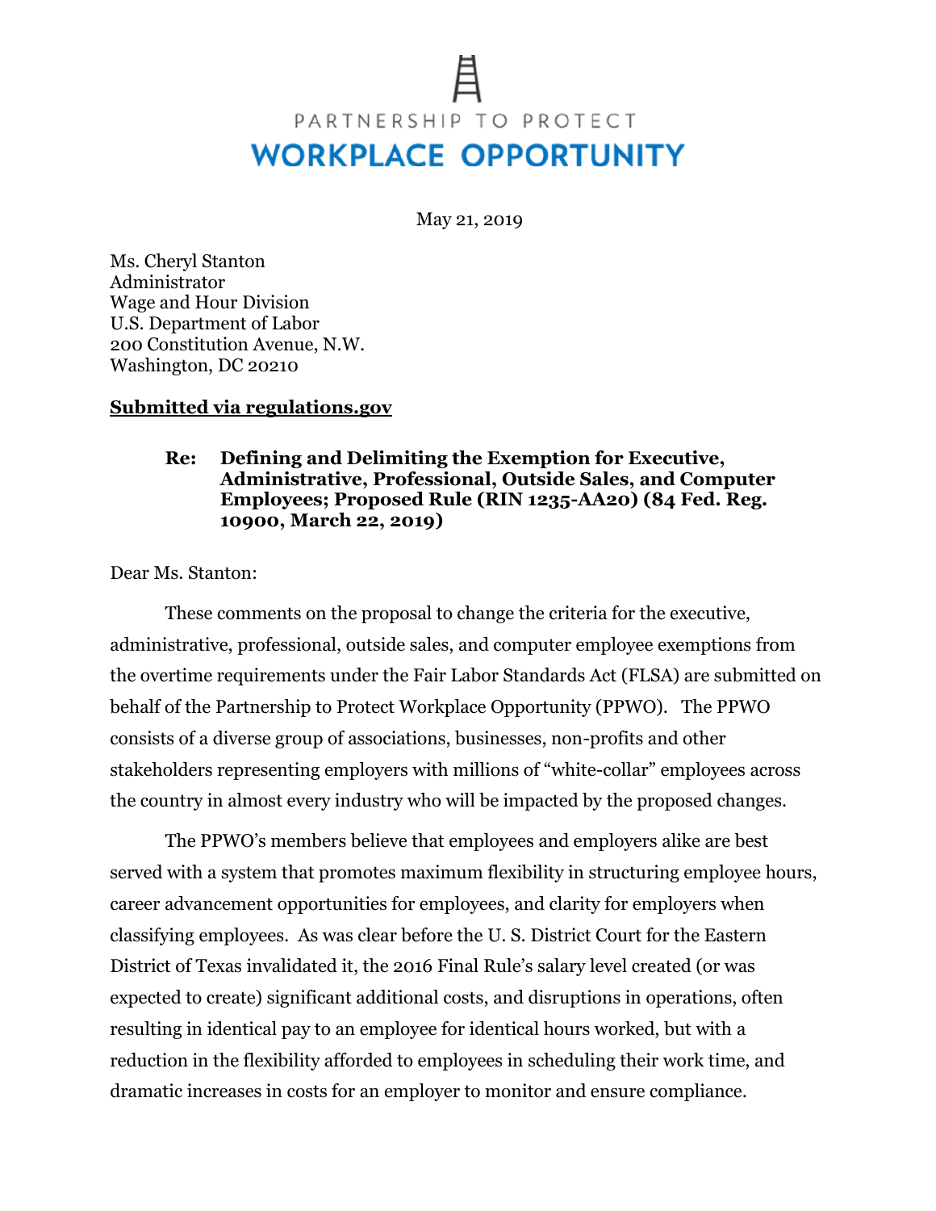PARTNERSHIP TO PROTECT

# WORKPLACE OPPORTUNITY

May 21, 2019

Ms. Cheryl Stanton
Administrator
Wage and Hour Division
U.S. Department of Labor
200 Constitution Avenue, N.W.
Washington, DC 20210

**Submitted via regulations.gov**

**Re: Defining and Delimiting the Exemption for Executive, Administrative, Professional, Outside Sales, and Computer Employees; Proposed Rule (RIN 1235-AA20) (84 Fed. Reg. 10900, March 22, 2019)**

Dear Ms. Stanton:

These comments on the proposal to change the criteria for the executive, administrative, professional, outside sales, and computer employee exemptions from the overtime requirements under the Fair Labor Standards Act (FLSA) are submitted on behalf of the Partnership to Protect Workplace Opportunity (PPWO). The PPWO consists of a diverse group of associations, businesses, non-profits and other stakeholders representing employers with millions of "white-collar" employees across the country in almost every industry who will be impacted by the proposed changes.

The PPWO's members believe that employees and employers alike are best served with a system that promotes maximum flexibility in structuring employee hours, career advancement opportunities for employees, and clarity for employers when classifying employees. As was clear before the U. S. District Court for the Eastern District of Texas invalidated it, the 2016 Final Rule's salary level created (or was expected to create) significant additional costs, and disruptions in operations, often resulting in identical pay to an employee for identical hours worked, but with a reduction in the flexibility afforded to employees in scheduling their work time, and dramatic increases in costs for an employer to monitor and ensure compliance.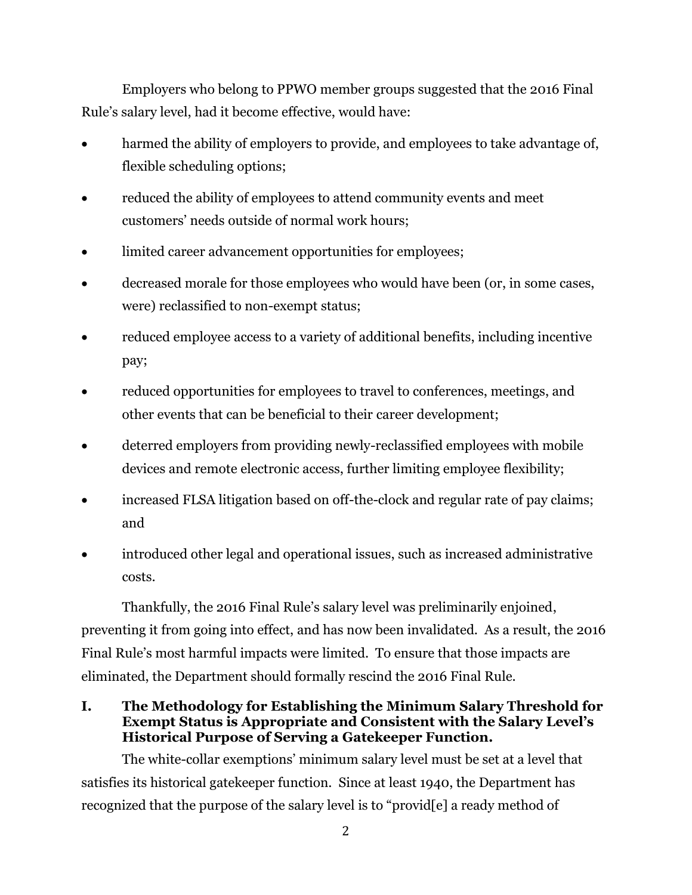Employers who belong to PPWO member groups suggested that the 2016 Final Rule's salary level, had it become effective, would have:

- harmed the ability of employers to provide, and employees to take advantage of, flexible scheduling options;
- reduced the ability of employees to attend community events and meet customers' needs outside of normal work hours;
- limited career advancement opportunities for employees;
- decreased morale for those employees who would have been (or, in some cases, were) reclassified to non-exempt status;
- reduced employee access to a variety of additional benefits, including incentive pay;
- reduced opportunities for employees to travel to conferences, meetings, and other events that can be beneficial to their career development;
- deterred employers from providing newly-reclassified employees with mobile devices and remote electronic access, further limiting employee flexibility;
- increased FLSA litigation based on off-the-clock and regular rate of pay claims; and
- introduced other legal and operational issues, such as increased administrative costs.

Thankfully, the 2016 Final Rule's salary level was preliminarily enjoined, preventing it from going into effect, and has now been invalidated. As a result, the 2016 Final Rule's most harmful impacts were limited. To ensure that those impacts are eliminated, the Department should formally rescind the 2016 Final Rule.

## I. The Methodology for Establishing the Minimum Salary Threshold for Exempt Status is Appropriate and Consistent with the Salary Level's Historical Purpose of Serving a Gatekeeper Function.

The white-collar exemptions' minimum salary level must be set at a level that satisfies its historical gatekeeper function. Since at least 1940, the Department has recognized that the purpose of the salary level is to "provid[e] a ready method of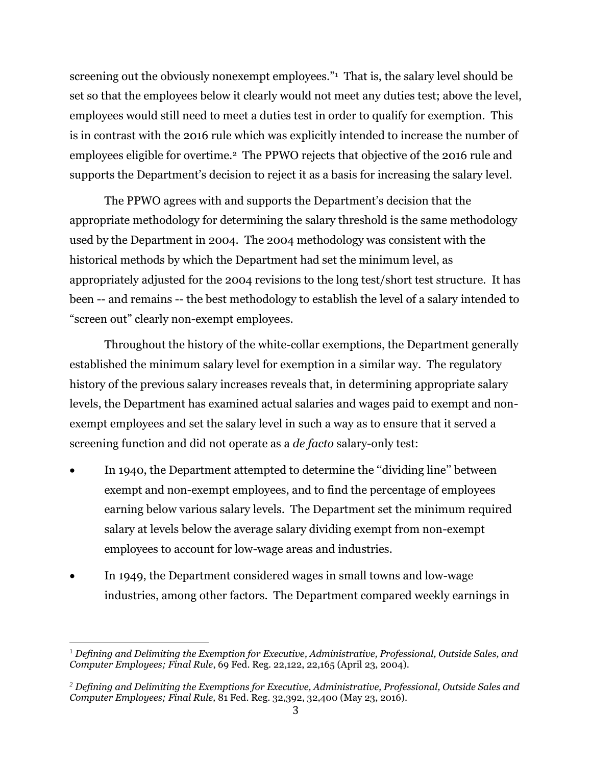screening out the obviously nonexempt employees."[1] That is, the salary level should be set so that the employees below it clearly would not meet any duties test; above the level, employees would still need to meet a duties test in order to qualify for exemption. This is in contrast with the 2016 rule which was explicitly intended to increase the number of employees eligible for overtime.[2] The PPWO rejects that objective of the 2016 rule and supports the Department's decision to reject it as a basis for increasing the salary level.

The PPWO agrees with and supports the Department's decision that the appropriate methodology for determining the salary threshold is the same methodology used by the Department in 2004. The 2004 methodology was consistent with the historical methods by which the Department had set the minimum level, as appropriately adjusted for the 2004 revisions to the long test/short test structure. It has been -- and remains -- the best methodology to establish the level of a salary intended to "screen out" clearly non-exempt employees.

Throughout the history of the white-collar exemptions, the Department generally established the minimum salary level for exemption in a similar way. The regulatory history of the previous salary increases reveals that, in determining appropriate salary levels, the Department has examined actual salaries and wages paid to exempt and non-exempt employees and set the salary level in such a way as to ensure that it served a screening function and did not operate as a *de facto* salary-only test:

- In 1940, the Department attempted to determine the "dividing line" between exempt and non-exempt employees, and to find the percentage of employees earning below various salary levels. The Department set the minimum required salary at levels below the average salary dividing exempt from non-exempt employees to account for low-wage areas and industries.
- In 1949, the Department considered wages in small towns and low-wage industries, among other factors. The Department compared weekly earnings in

---

[1] *Defining and Delimiting the Exemption for Executive, Administrative, Professional, Outside Sales, and Computer Employees; Final Rule*, 69 Fed. Reg. 22,122, 22,165 (April 23, 2004).

[2] *Defining and Delimiting the Exemptions for Executive, Administrative, Professional, Outside Sales and Computer Employees; Final Rule,* 81 Fed. Reg. 32,392, 32,400 (May 23, 2016).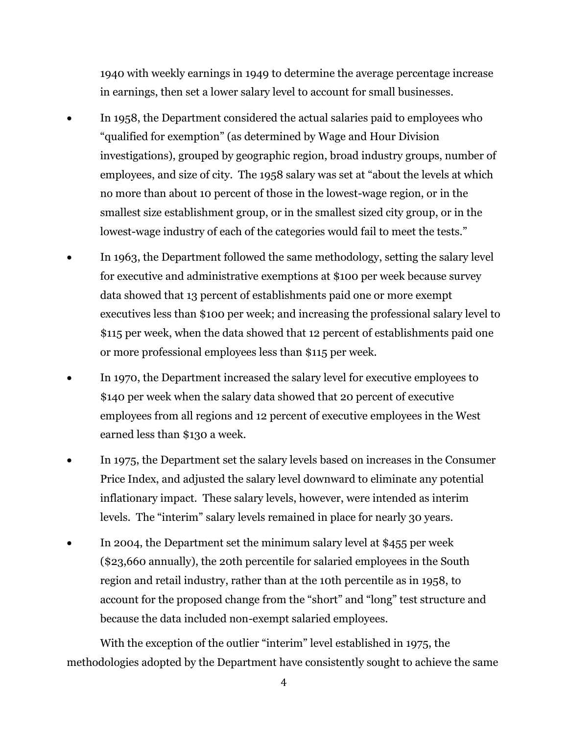1940 with weekly earnings in 1949 to determine the average percentage increase in earnings, then set a lower salary level to account for small businesses.

- In 1958, the Department considered the actual salaries paid to employees who "qualified for exemption" (as determined by Wage and Hour Division investigations), grouped by geographic region, broad industry groups, number of employees, and size of city. The 1958 salary was set at "about the levels at which no more than about 10 percent of those in the lowest-wage region, or in the smallest size establishment group, or in the smallest sized city group, or in the lowest-wage industry of each of the categories would fail to meet the tests."
- In 1963, the Department followed the same methodology, setting the salary level for executive and administrative exemptions at $100 per week because survey data showed that 13 percent of establishments paid one or more exempt executives less than $100 per week; and increasing the professional salary level to $115 per week, when the data showed that 12 percent of establishments paid one or more professional employees less than $115 per week.
- In 1970, the Department increased the salary level for executive employees to $140 per week when the salary data showed that 20 percent of executive employees from all regions and 12 percent of executive employees in the West earned less than $130 a week.
- In 1975, the Department set the salary levels based on increases in the Consumer Price Index, and adjusted the salary level downward to eliminate any potential inflationary impact. These salary levels, however, were intended as interim levels. The "interim" salary levels remained in place for nearly 30 years.
- In 2004, the Department set the minimum salary level at $455 per week ($23,660 annually), the 20th percentile for salaried employees in the South region and retail industry, rather than at the 10th percentile as in 1958, to account for the proposed change from the "short" and "long" test structure and because the data included non-exempt salaried employees.

With the exception of the outlier "interim" level established in 1975, the methodologies adopted by the Department have consistently sought to achieve the same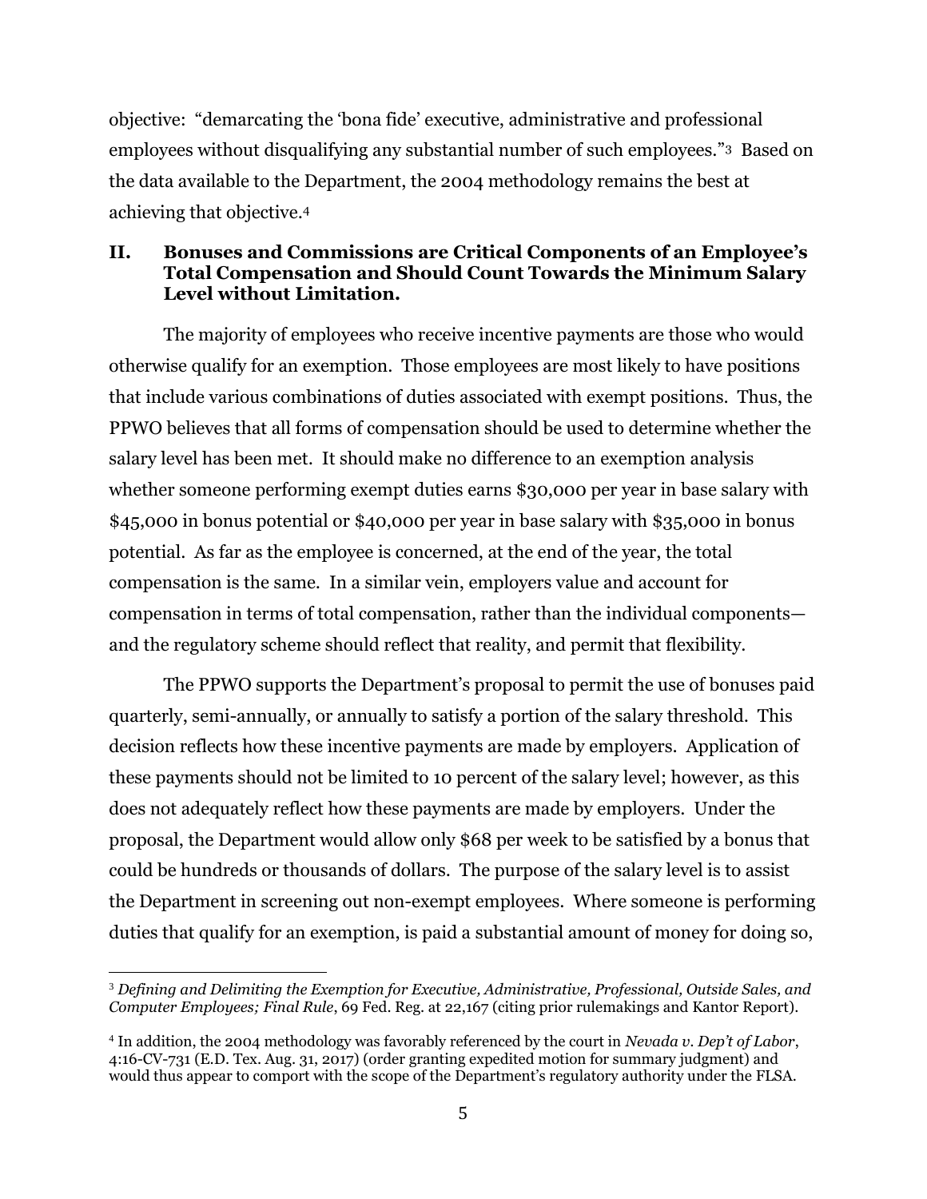objective: "demarcating the 'bona fide' executive, administrative and professional employees without disqualifying any substantial number of such employees."[3] Based on the data available to the Department, the 2004 methodology remains the best at achieving that objective.[4]

## II. Bonuses and Commissions are Critical Components of an Employee's Total Compensation and Should Count Towards the Minimum Salary Level without Limitation.

The majority of employees who receive incentive payments are those who would otherwise qualify for an exemption. Those employees are most likely to have positions that include various combinations of duties associated with exempt positions. Thus, the PPWO believes that all forms of compensation should be used to determine whether the salary level has been met. It should make no difference to an exemption analysis whether someone performing exempt duties earns $30,000 per year in base salary with $45,000 in bonus potential or $40,000 per year in base salary with $35,000 in bonus potential. As far as the employee is concerned, at the end of the year, the total compensation is the same. In a similar vein, employers value and account for compensation in terms of total compensation, rather than the individual components—and the regulatory scheme should reflect that reality, and permit that flexibility.

The PPWO supports the Department's proposal to permit the use of bonuses paid quarterly, semi-annually, or annually to satisfy a portion of the salary threshold. This decision reflects how these incentive payments are made by employers. Application of these payments should not be limited to 10 percent of the salary level; however, as this does not adequately reflect how these payments are made by employers. Under the proposal, the Department would allow only $68 per week to be satisfied by a bonus that could be hundreds or thousands of dollars. The purpose of the salary level is to assist the Department in screening out non-exempt employees. Where someone is performing duties that qualify for an exemption, is paid a substantial amount of money for doing so,

---

[3] *Defining and Delimiting the Exemption for Executive, Administrative, Professional, Outside Sales, and Computer Employees; Final Rule*, 69 Fed. Reg. at 22,167 (citing prior rulemakings and Kantor Report).

[4] In addition, the 2004 methodology was favorably referenced by the court in *Nevada v. Dep't of Labor*, 4:16-CV-731 (E.D. Tex. Aug. 31, 2017) (order granting expedited motion for summary judgment) and would thus appear to comport with the scope of the Department's regulatory authority under the FLSA.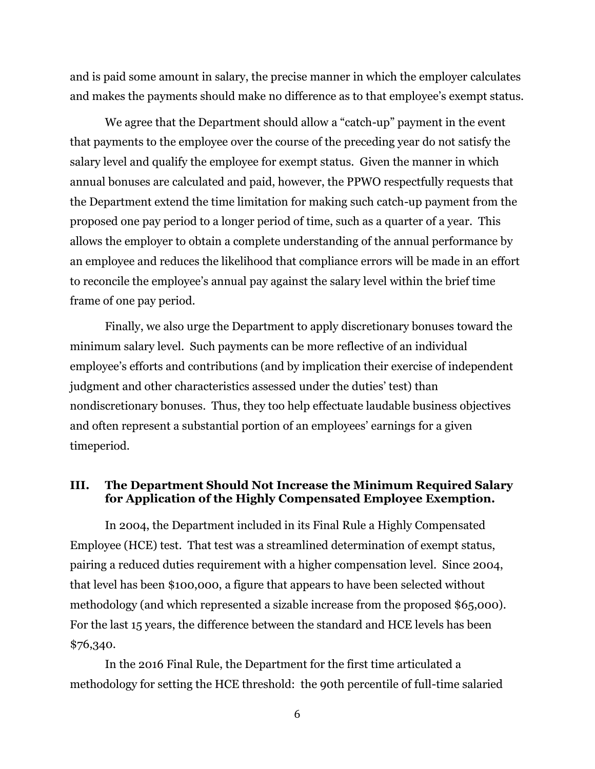and is paid some amount in salary, the precise manner in which the employer calculates and makes the payments should make no difference as to that employee's exempt status.

We agree that the Department should allow a "catch-up" payment in the event that payments to the employee over the course of the preceding year do not satisfy the salary level and qualify the employee for exempt status. Given the manner in which annual bonuses are calculated and paid, however, the PPWO respectfully requests that the Department extend the time limitation for making such catch-up payment from the proposed one pay period to a longer period of time, such as a quarter of a year. This allows the employer to obtain a complete understanding of the annual performance by an employee and reduces the likelihood that compliance errors will be made in an effort to reconcile the employee's annual pay against the salary level within the brief time frame of one pay period.

Finally, we also urge the Department to apply discretionary bonuses toward the minimum salary level. Such payments can be more reflective of an individual employee's efforts and contributions (and by implication their exercise of independent judgment and other characteristics assessed under the duties' test) than nondiscretionary bonuses. Thus, they too help effectuate laudable business objectives and often represent a substantial portion of an employees' earnings for a given timeperiod.

## III. The Department Should Not Increase the Minimum Required Salary for Application of the Highly Compensated Employee Exemption.

In 2004, the Department included in its Final Rule a Highly Compensated Employee (HCE) test. That test was a streamlined determination of exempt status, pairing a reduced duties requirement with a higher compensation level. Since 2004, that level has been $100,000, a figure that appears to have been selected without methodology (and which represented a sizable increase from the proposed $65,000). For the last 15 years, the difference between the standard and HCE levels has been $76,340.

In the 2016 Final Rule, the Department for the first time articulated a methodology for setting the HCE threshold: the 90th percentile of full-time salaried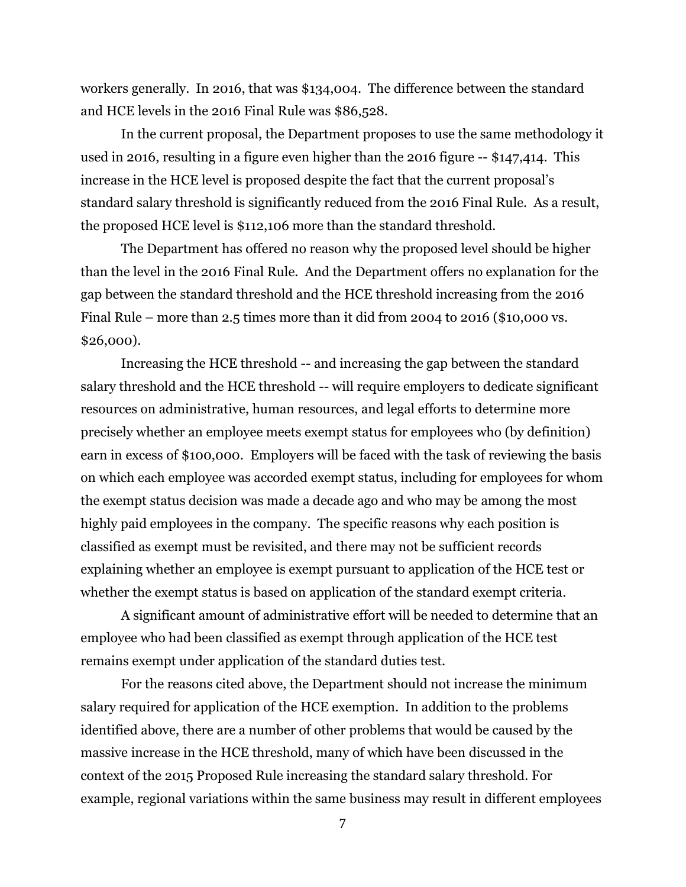workers generally. In 2016, that was $134,004. The difference between the standard and HCE levels in the 2016 Final Rule was $86,528.

In the current proposal, the Department proposes to use the same methodology it used in 2016, resulting in a figure even higher than the 2016 figure -- $147,414. This increase in the HCE level is proposed despite the fact that the current proposal's standard salary threshold is significantly reduced from the 2016 Final Rule. As a result, the proposed HCE level is $112,106 more than the standard threshold.

The Department has offered no reason why the proposed level should be higher than the level in the 2016 Final Rule. And the Department offers no explanation for the gap between the standard threshold and the HCE threshold increasing from the 2016 Final Rule – more than 2.5 times more than it did from 2004 to 2016 ($10,000 vs. $26,000).

Increasing the HCE threshold -- and increasing the gap between the standard salary threshold and the HCE threshold -- will require employers to dedicate significant resources on administrative, human resources, and legal efforts to determine more precisely whether an employee meets exempt status for employees who (by definition) earn in excess of $100,000. Employers will be faced with the task of reviewing the basis on which each employee was accorded exempt status, including for employees for whom the exempt status decision was made a decade ago and who may be among the most highly paid employees in the company. The specific reasons why each position is classified as exempt must be revisited, and there may not be sufficient records explaining whether an employee is exempt pursuant to application of the HCE test or whether the exempt status is based on application of the standard exempt criteria.

A significant amount of administrative effort will be needed to determine that an employee who had been classified as exempt through application of the HCE test remains exempt under application of the standard duties test.

For the reasons cited above, the Department should not increase the minimum salary required for application of the HCE exemption. In addition to the problems identified above, there are a number of other problems that would be caused by the massive increase in the HCE threshold, many of which have been discussed in the context of the 2015 Proposed Rule increasing the standard salary threshold. For example, regional variations within the same business may result in different employees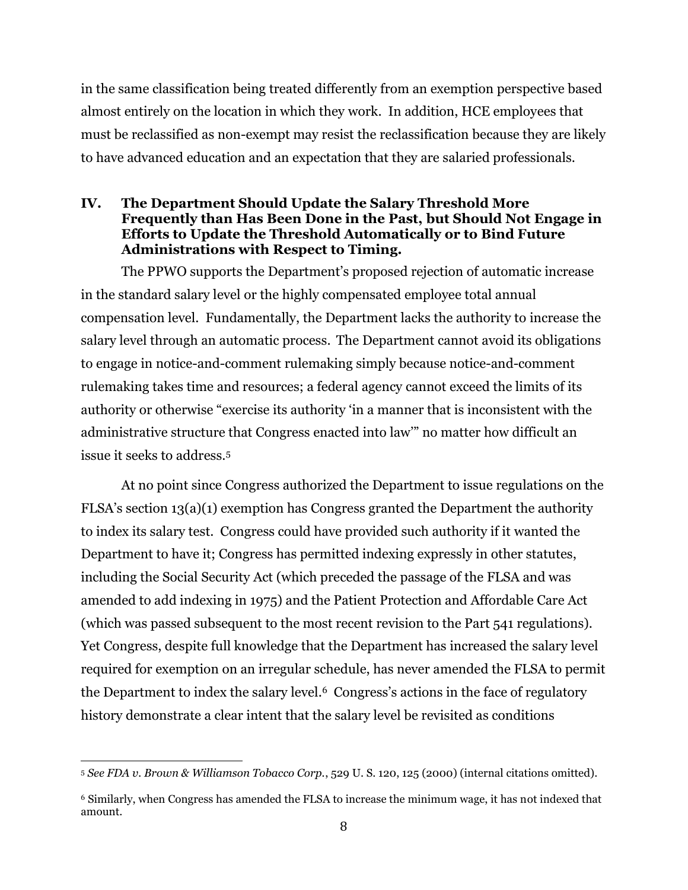in the same classification being treated differently from an exemption perspective based almost entirely on the location in which they work. In addition, HCE employees that must be reclassified as non-exempt may resist the reclassification because they are likely to have advanced education and an expectation that they are salaried professionals.

## IV. The Department Should Update the Salary Threshold More Frequently than Has Been Done in the Past, but Should Not Engage in Efforts to Update the Threshold Automatically or to Bind Future Administrations with Respect to Timing.

The PPWO supports the Department's proposed rejection of automatic increase in the standard salary level or the highly compensated employee total annual compensation level. Fundamentally, the Department lacks the authority to increase the salary level through an automatic process. The Department cannot avoid its obligations to engage in notice-and-comment rulemaking simply because notice-and-comment rulemaking takes time and resources; a federal agency cannot exceed the limits of its authority or otherwise "exercise its authority 'in a manner that is inconsistent with the administrative structure that Congress enacted into law'" no matter how difficult an issue it seeks to address.[5]

At no point since Congress authorized the Department to issue regulations on the FLSA's section 13(a)(1) exemption has Congress granted the Department the authority to index its salary test. Congress could have provided such authority if it wanted the Department to have it; Congress has permitted indexing expressly in other statutes, including the Social Security Act (which preceded the passage of the FLSA and was amended to add indexing in 1975) and the Patient Protection and Affordable Care Act (which was passed subsequent to the most recent revision to the Part 541 regulations). Yet Congress, despite full knowledge that the Department has increased the salary level required for exemption on an irregular schedule, has never amended the FLSA to permit the Department to index the salary level.[6] Congress's actions in the face of regulatory history demonstrate a clear intent that the salary level be revisited as conditions

---

[5] *See FDA v. Brown & Williamson Tobacco Corp.*, 529 U. S. 120, 125 (2000) (internal citations omitted).

[6] Similarly, when Congress has amended the FLSA to increase the minimum wage, it has not indexed that amount.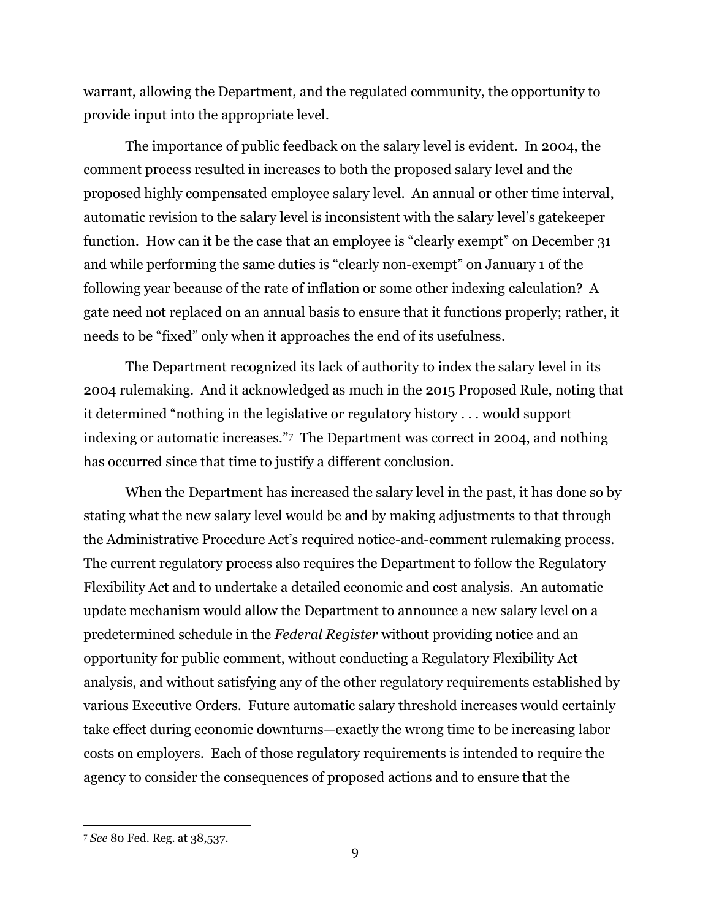warrant, allowing the Department, and the regulated community, the opportunity to provide input into the appropriate level.

The importance of public feedback on the salary level is evident. In 2004, the comment process resulted in increases to both the proposed salary level and the proposed highly compensated employee salary level. An annual or other time interval, automatic revision to the salary level is inconsistent with the salary level's gatekeeper function. How can it be the case that an employee is "clearly exempt" on December 31 and while performing the same duties is "clearly non-exempt" on January 1 of the following year because of the rate of inflation or some other indexing calculation? A gate need not replaced on an annual basis to ensure that it functions properly; rather, it needs to be "fixed" only when it approaches the end of its usefulness.

The Department recognized its lack of authority to index the salary level in its 2004 rulemaking. And it acknowledged as much in the 2015 Proposed Rule, noting that it determined "nothing in the legislative or regulatory history . . . would support indexing or automatic increases."[7] The Department was correct in 2004, and nothing has occurred since that time to justify a different conclusion.

When the Department has increased the salary level in the past, it has done so by stating what the new salary level would be and by making adjustments to that through the Administrative Procedure Act's required notice-and-comment rulemaking process. The current regulatory process also requires the Department to follow the Regulatory Flexibility Act and to undertake a detailed economic and cost analysis. An automatic update mechanism would allow the Department to announce a new salary level on a predetermined schedule in the *Federal Register* without providing notice and an opportunity for public comment, without conducting a Regulatory Flexibility Act analysis, and without satisfying any of the other regulatory requirements established by various Executive Orders. Future automatic salary threshold increases would certainly take effect during economic downturns—exactly the wrong time to be increasing labor costs on employers. Each of those regulatory requirements is intended to require the agency to consider the consequences of proposed actions and to ensure that the

---

[7] *See* 80 Fed. Reg. at 38,537.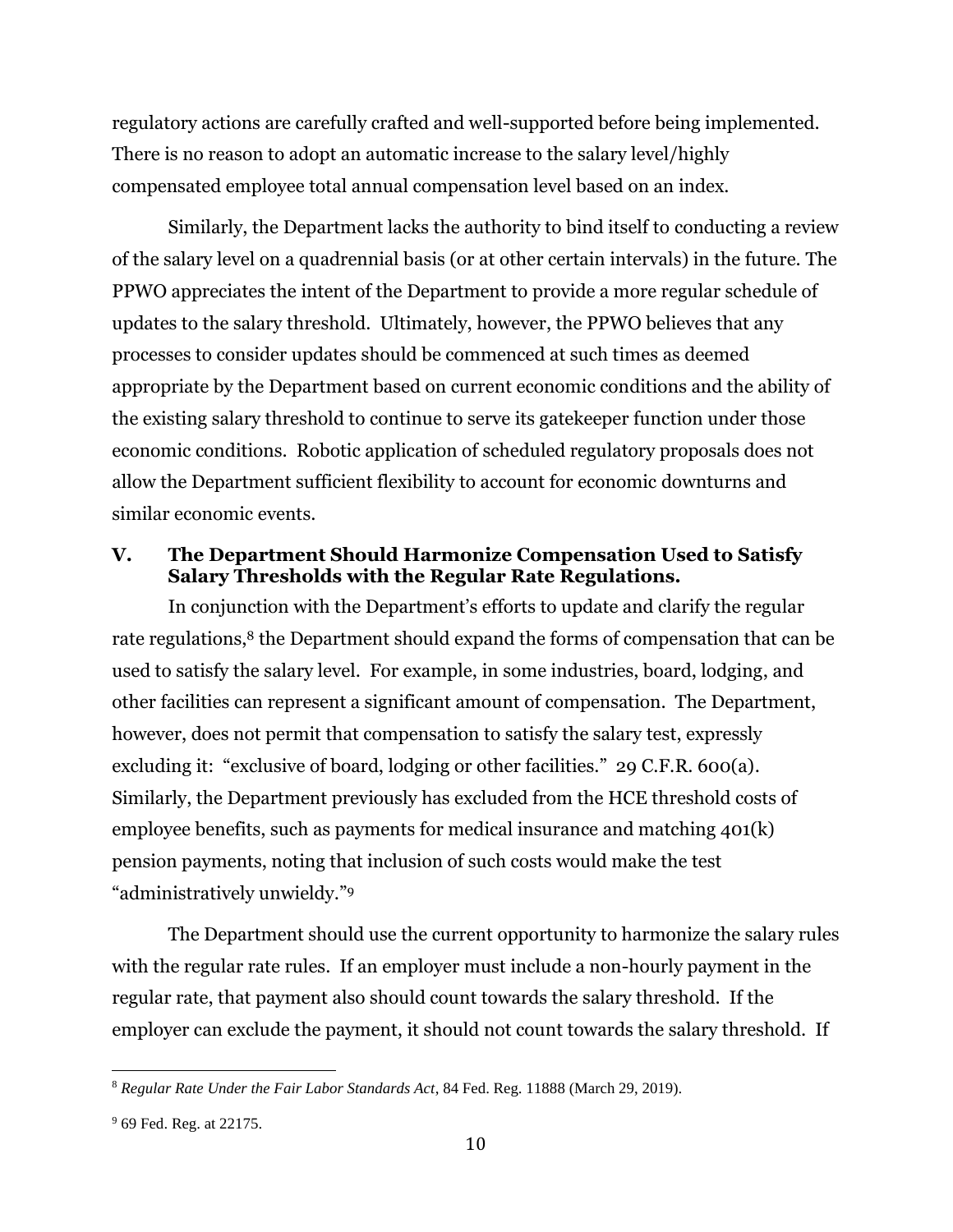regulatory actions are carefully crafted and well-supported before being implemented. There is no reason to adopt an automatic increase to the salary level/highly compensated employee total annual compensation level based on an index.

Similarly, the Department lacks the authority to bind itself to conducting a review of the salary level on a quadrennial basis (or at other certain intervals) in the future. The PPWO appreciates the intent of the Department to provide a more regular schedule of updates to the salary threshold. Ultimately, however, the PPWO believes that any processes to consider updates should be commenced at such times as deemed appropriate by the Department based on current economic conditions and the ability of the existing salary threshold to continue to serve its gatekeeper function under those economic conditions. Robotic application of scheduled regulatory proposals does not allow the Department sufficient flexibility to account for economic downturns and similar economic events.

## V. The Department Should Harmonize Compensation Used to Satisfy Salary Thresholds with the Regular Rate Regulations.

In conjunction with the Department's efforts to update and clarify the regular rate regulations,[8] the Department should expand the forms of compensation that can be used to satisfy the salary level. For example, in some industries, board, lodging, and other facilities can represent a significant amount of compensation. The Department, however, does not permit that compensation to satisfy the salary test, expressly excluding it: "exclusive of board, lodging or other facilities." 29 C.F.R. 600(a). Similarly, the Department previously has excluded from the HCE threshold costs of employee benefits, such as payments for medical insurance and matching 401(k) pension payments, noting that inclusion of such costs would make the test "administratively unwieldy."[9]

The Department should use the current opportunity to harmonize the salary rules with the regular rate rules. If an employer must include a non-hourly payment in the regular rate, that payment also should count towards the salary threshold. If the employer can exclude the payment, it should not count towards the salary threshold. If

[8] *Regular Rate Under the Fair Labor Standards Act*, 84 Fed. Reg. 11888 (March 29, 2019).

[9] 69 Fed. Reg. at 22175.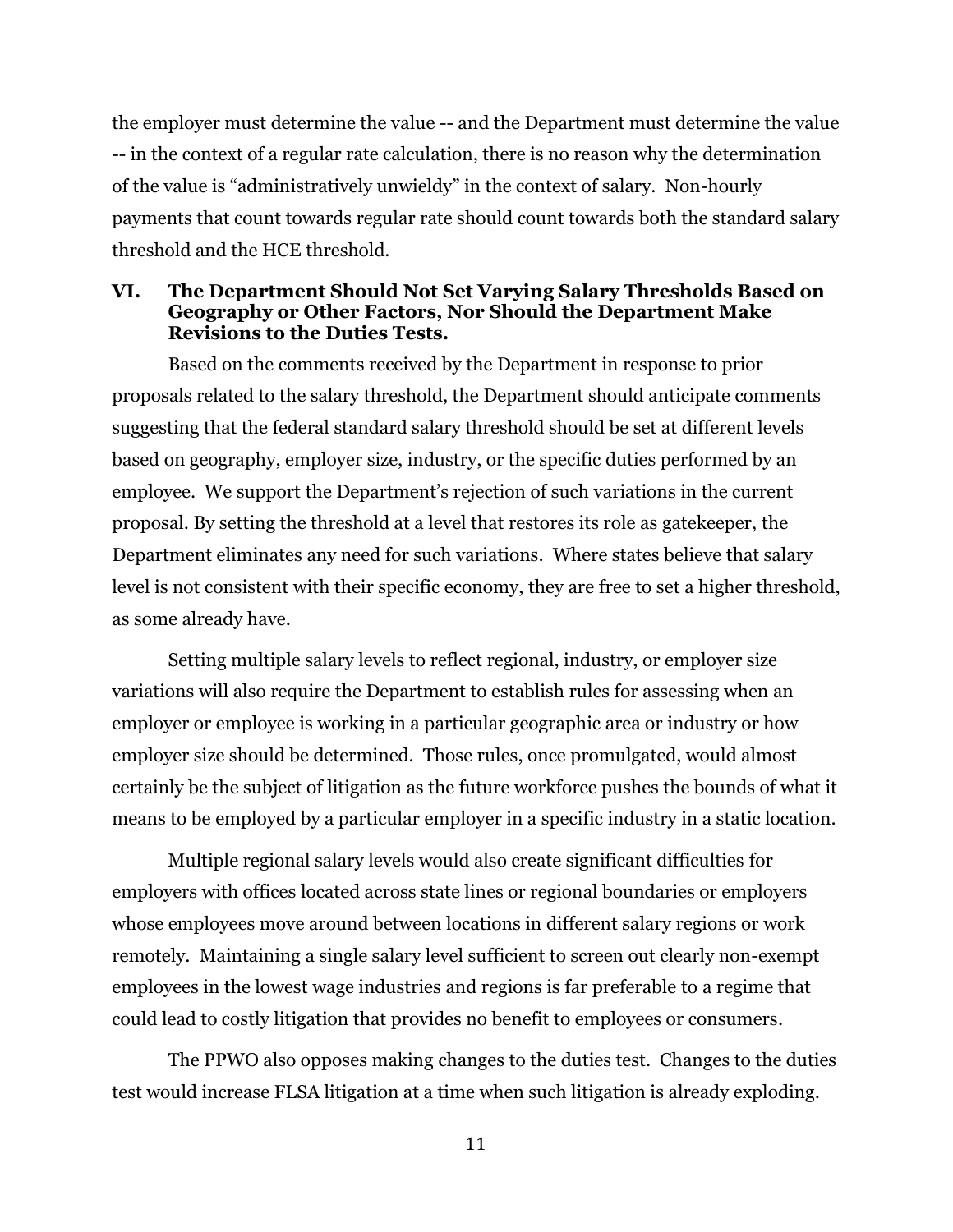the employer must determine the value -- and the Department must determine the value -- in the context of a regular rate calculation, there is no reason why the determination of the value is "administratively unwieldy" in the context of salary. Non-hourly payments that count towards regular rate should count towards both the standard salary threshold and the HCE threshold.

## VI. The Department Should Not Set Varying Salary Thresholds Based on Geography or Other Factors, Nor Should the Department Make Revisions to the Duties Tests.

Based on the comments received by the Department in response to prior proposals related to the salary threshold, the Department should anticipate comments suggesting that the federal standard salary threshold should be set at different levels based on geography, employer size, industry, or the specific duties performed by an employee. We support the Department's rejection of such variations in the current proposal. By setting the threshold at a level that restores its role as gatekeeper, the Department eliminates any need for such variations. Where states believe that salary level is not consistent with their specific economy, they are free to set a higher threshold, as some already have.

Setting multiple salary levels to reflect regional, industry, or employer size variations will also require the Department to establish rules for assessing when an employer or employee is working in a particular geographic area or industry or how employer size should be determined. Those rules, once promulgated, would almost certainly be the subject of litigation as the future workforce pushes the bounds of what it means to be employed by a particular employer in a specific industry in a static location.

Multiple regional salary levels would also create significant difficulties for employers with offices located across state lines or regional boundaries or employers whose employees move around between locations in different salary regions or work remotely. Maintaining a single salary level sufficient to screen out clearly non-exempt employees in the lowest wage industries and regions is far preferable to a regime that could lead to costly litigation that provides no benefit to employees or consumers.

The PPWO also opposes making changes to the duties test. Changes to the duties test would increase FLSA litigation at a time when such litigation is already exploding.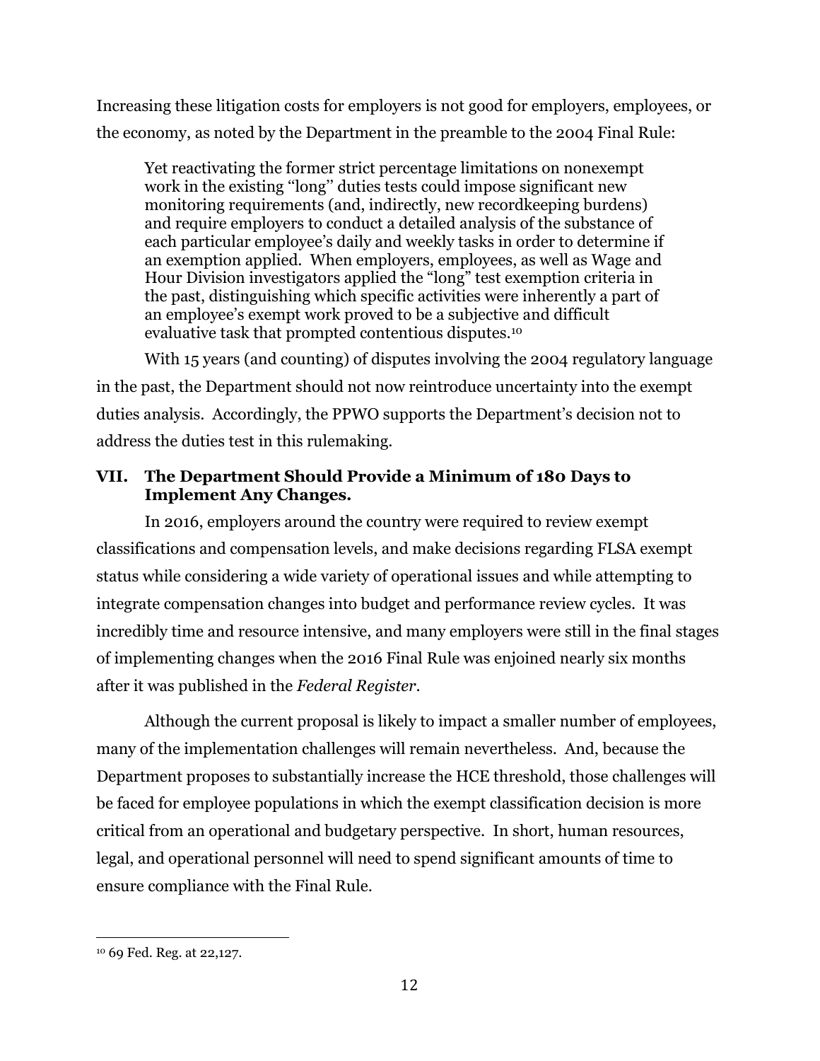Increasing these litigation costs for employers is not good for employers, employees, or the economy, as noted by the Department in the preamble to the 2004 Final Rule:

> Yet reactivating the former strict percentage limitations on nonexempt work in the existing "long" duties tests could impose significant new monitoring requirements (and, indirectly, new recordkeeping burdens) and require employers to conduct a detailed analysis of the substance of each particular employee's daily and weekly tasks in order to determine if an exemption applied. When employers, employees, as well as Wage and Hour Division investigators applied the "long" test exemption criteria in the past, distinguishing which specific activities were inherently a part of an employee's exempt work proved to be a subjective and difficult evaluative task that prompted contentious disputes.[10]

With 15 years (and counting) of disputes involving the 2004 regulatory language in the past, the Department should not now reintroduce uncertainty into the exempt duties analysis. Accordingly, the PPWO supports the Department's decision not to address the duties test in this rulemaking.

## VII. The Department Should Provide a Minimum of 180 Days to Implement Any Changes.

In 2016, employers around the country were required to review exempt classifications and compensation levels, and make decisions regarding FLSA exempt status while considering a wide variety of operational issues and while attempting to integrate compensation changes into budget and performance review cycles. It was incredibly time and resource intensive, and many employers were still in the final stages of implementing changes when the 2016 Final Rule was enjoined nearly six months after it was published in the *Federal Register*.

Although the current proposal is likely to impact a smaller number of employees, many of the implementation challenges will remain nevertheless. And, because the Department proposes to substantially increase the HCE threshold, those challenges will be faced for employee populations in which the exempt classification decision is more critical from an operational and budgetary perspective. In short, human resources, legal, and operational personnel will need to spend significant amounts of time to ensure compliance with the Final Rule.

---

[10] 69 Fed. Reg. at 22,127.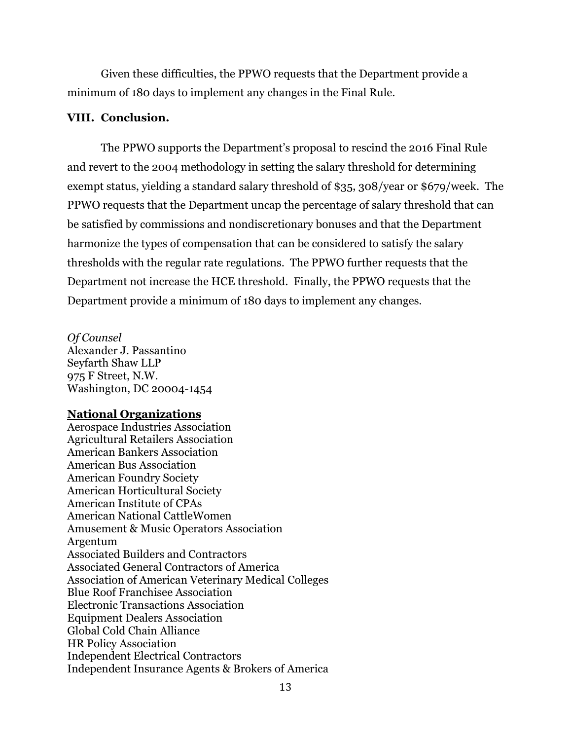Given these difficulties, the PPWO requests that the Department provide a minimum of 180 days to implement any changes in the Final Rule.

## VIII. Conclusion.

The PPWO supports the Department's proposal to rescind the 2016 Final Rule and revert to the 2004 methodology in setting the salary threshold for determining exempt status, yielding a standard salary threshold of $35, 308/year or $679/week. The PPWO requests that the Department uncap the percentage of salary threshold that can be satisfied by commissions and nondiscretionary bonuses and that the Department harmonize the types of compensation that can be considered to satisfy the salary thresholds with the regular rate regulations. The PPWO further requests that the Department not increase the HCE threshold. Finally, the PPWO requests that the Department provide a minimum of 180 days to implement any changes.

*Of Counsel*
Alexander J. Passantino
Seyfarth Shaw LLP
975 F Street, N.W.
Washington, DC 20004-1454

**National Organizations**

Aerospace Industries Association
Agricultural Retailers Association
American Bankers Association
American Bus Association
American Foundry Society
American Horticultural Society
American Institute of CPAs
American National CattleWomen
Amusement & Music Operators Association
Argentum
Associated Builders and Contractors
Associated General Contractors of America
Association of American Veterinary Medical Colleges
Blue Roof Franchisee Association
Electronic Transactions Association
Equipment Dealers Association
Global Cold Chain Alliance
HR Policy Association
Independent Electrical Contractors
Independent Insurance Agents & Brokers of America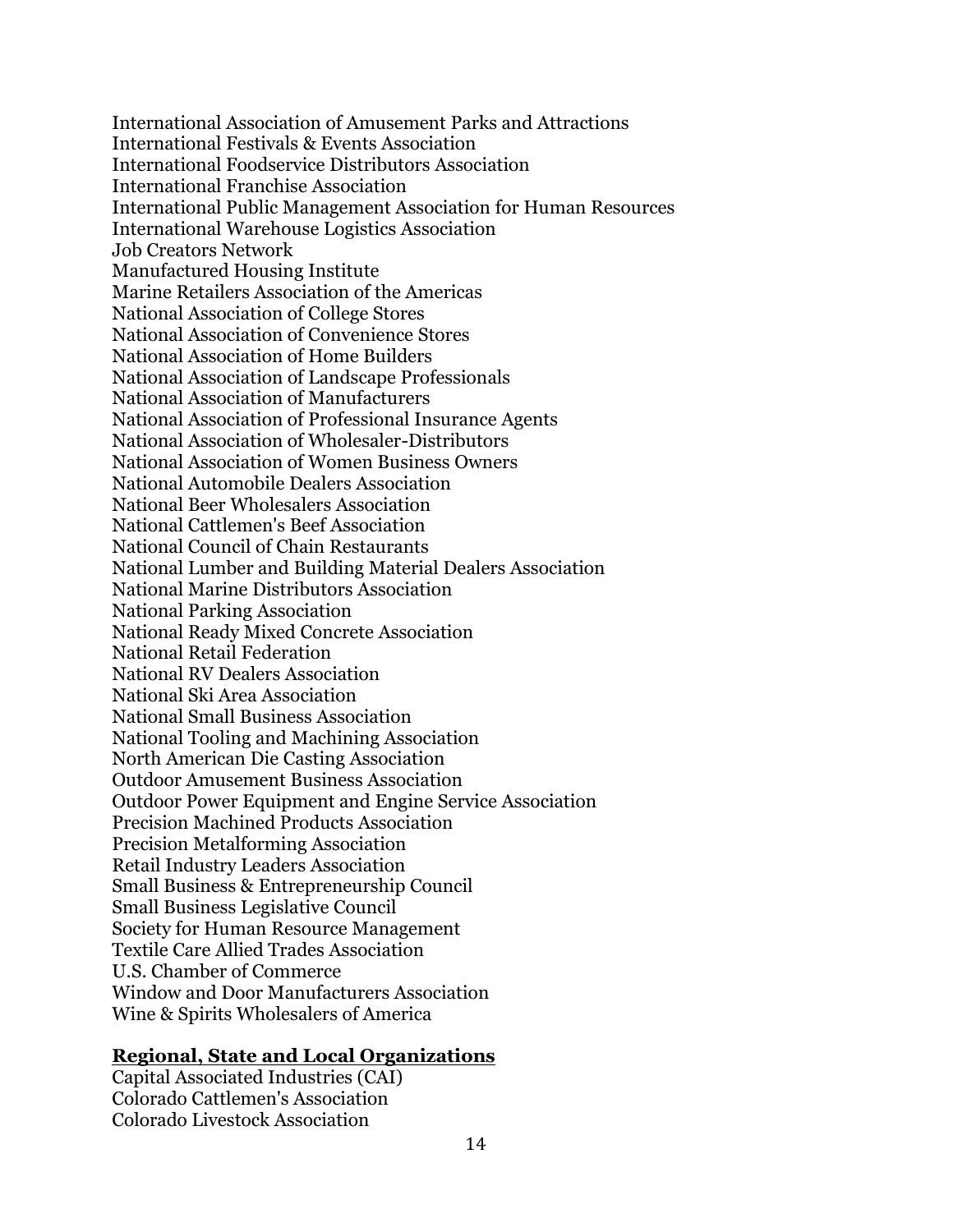International Association of Amusement Parks and Attractions
International Festivals & Events Association
International Foodservice Distributors Association
International Franchise Association
International Public Management Association for Human Resources
International Warehouse Logistics Association
Job Creators Network
Manufactured Housing Institute
Marine Retailers Association of the Americas
National Association of College Stores
National Association of Convenience Stores
National Association of Home Builders
National Association of Landscape Professionals
National Association of Manufacturers
National Association of Professional Insurance Agents
National Association of Wholesaler-Distributors
National Association of Women Business Owners
National Automobile Dealers Association
National Beer Wholesalers Association
National Cattlemen's Beef Association
National Council of Chain Restaurants
National Lumber and Building Material Dealers Association
National Marine Distributors Association
National Parking Association
National Ready Mixed Concrete Association
National Retail Federation
National RV Dealers Association
National Ski Area Association
National Small Business Association
National Tooling and Machining Association
North American Die Casting Association
Outdoor Amusement Business Association
Outdoor Power Equipment and Engine Service Association
Precision Machined Products Association
Precision Metalforming Association
Retail Industry Leaders Association
Small Business & Entrepreneurship Council
Small Business Legislative Council
Society for Human Resource Management
Textile Care Allied Trades Association
U.S. Chamber of Commerce
Window and Door Manufacturers Association
Wine & Spirits Wholesalers of America

**Regional, State and Local Organizations**

Capital Associated Industries (CAI)
Colorado Cattlemen's Association
Colorado Livestock Association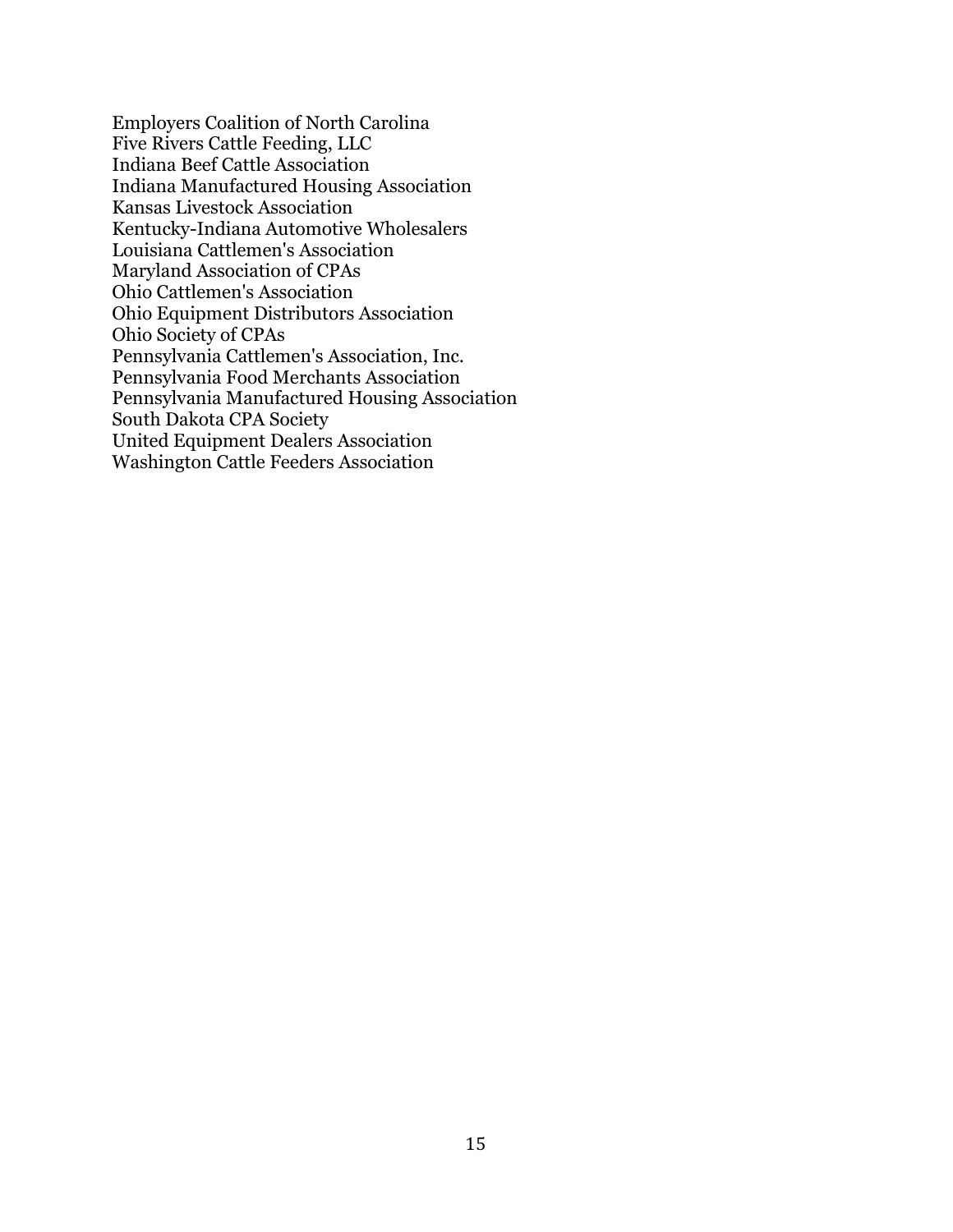Employers Coalition of North Carolina
Five Rivers Cattle Feeding, LLC
Indiana Beef Cattle Association
Indiana Manufactured Housing Association
Kansas Livestock Association
Kentucky-Indiana Automotive Wholesalers
Louisiana Cattlemen's Association
Maryland Association of CPAs
Ohio Cattlemen's Association
Ohio Equipment Distributors Association
Ohio Society of CPAs
Pennsylvania Cattlemen's Association, Inc.
Pennsylvania Food Merchants Association
Pennsylvania Manufactured Housing Association
South Dakota CPA Society
United Equipment Dealers Association
Washington Cattle Feeders Association